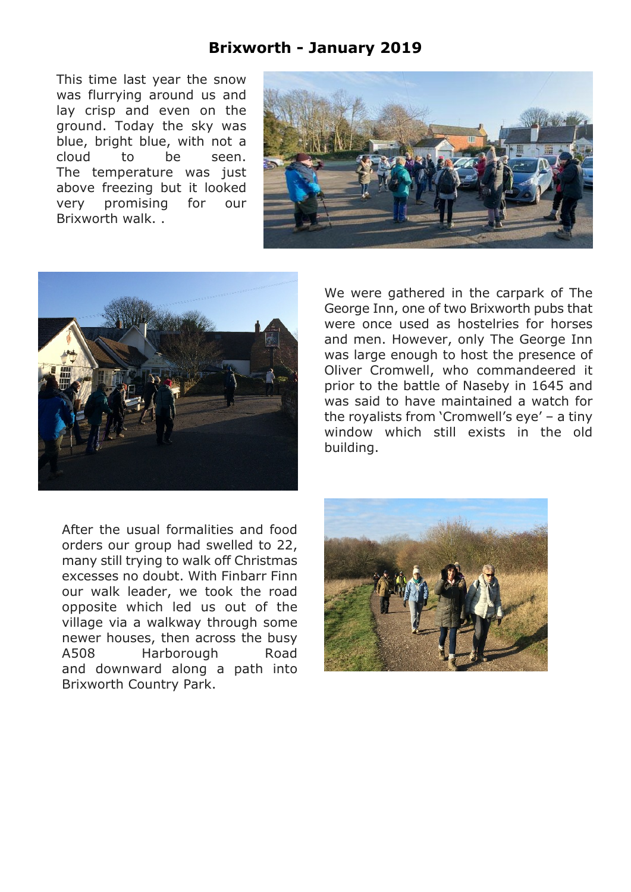## Brixworth - January 2019

This time last year the snow was flurrying around us and lay crisp and even on the ground. Today the sky was blue, bright blue, with not a cloud to be seen. The temperature was just above freezing but it looked very promising for our Brixworth walk. .

We were gathered in the carpark of The George Inn, one of two Brixworth pubs that were once used as hostelries for horses and men. However, only The George Inn was large enough to host the presence of Oliver Cromwell, who commandeered it prior to the battle of Naseby in 1645 and was said to have maintained a watch for the royalists from 'Cromwell's eye' – a tiny window which still exists in the old building.

After the usual formalities and food orders our group had swelled to 22, many still trying to walk off Christmas excesses no doubt. With Finbarr Finn our walk leader, we took the road opposite which led us out of the village via a walkway through some newer houses, then across the busy A508 Harborough Road and downward along a path into Brixworth Country Park.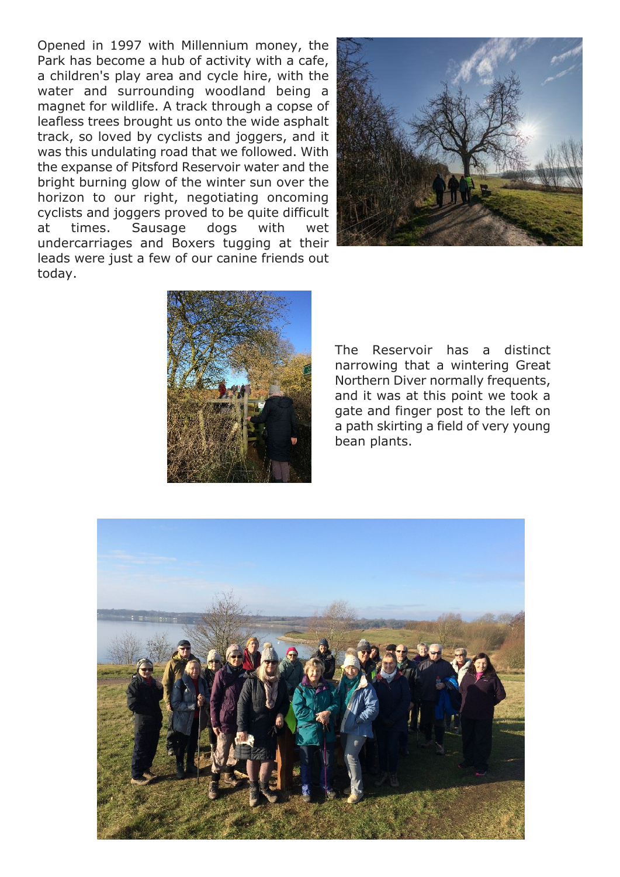Opened in 1997 with Millennium money, the Park has become a hub of activity with a cafe, a children's play area and cycle hire, with the water and surrounding woodland being a magnet for wildlife. A track through a copse of leafless trees brought us onto the wide asphalt track, so loved by cyclists and joggers, and it was this undulating road that we followed. With the expanse of Pitsford Reservoir water and the bright burning glow of the winter sun over the horizon to our right, negotiating oncoming cyclists and joggers proved to be quite difficult at times. Sausage dogs with wet undercarriages and Boxers tugging at their leads were just a few of our canine friends out today.

The Reservoir has a distinct narrowing that a wintering Great Northern Diver normally frequents, and it was at this point we took a gate and finger post to the left on a path skirting a field of very young bean plants.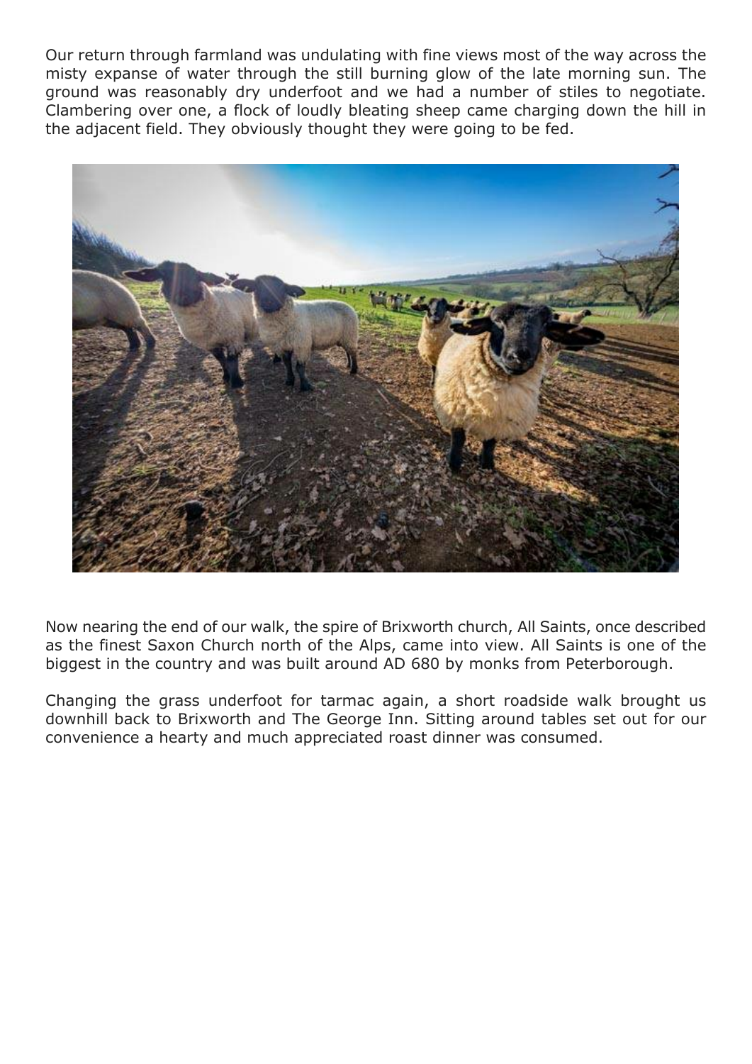Our return through farmland was undulating with fine views most of the way across the misty expanse of water through the still burning glow of the late morning sun. The ground was reasonably dry underfoot and we had a number of stiles to negotiate. Clambering over one, a flock of loudly bleating sheep came charging down the hill in the adjacent field. They obviously thought they were going to be fed.

Now nearing the end of our walk, the spire of Brixworth church, All Saints, once described as the finest Saxon Church north of the Alps, came into view. All Saints is one of the biggest in the country and was built around AD 680 by monks from Peterborough.

Changing the grass underfoot for tarmac again, a short roadside walk brought us downhill back to Brixworth and The George Inn. Sitting around tables set out for our convenience a hearty and much appreciated roast dinner was consumed.